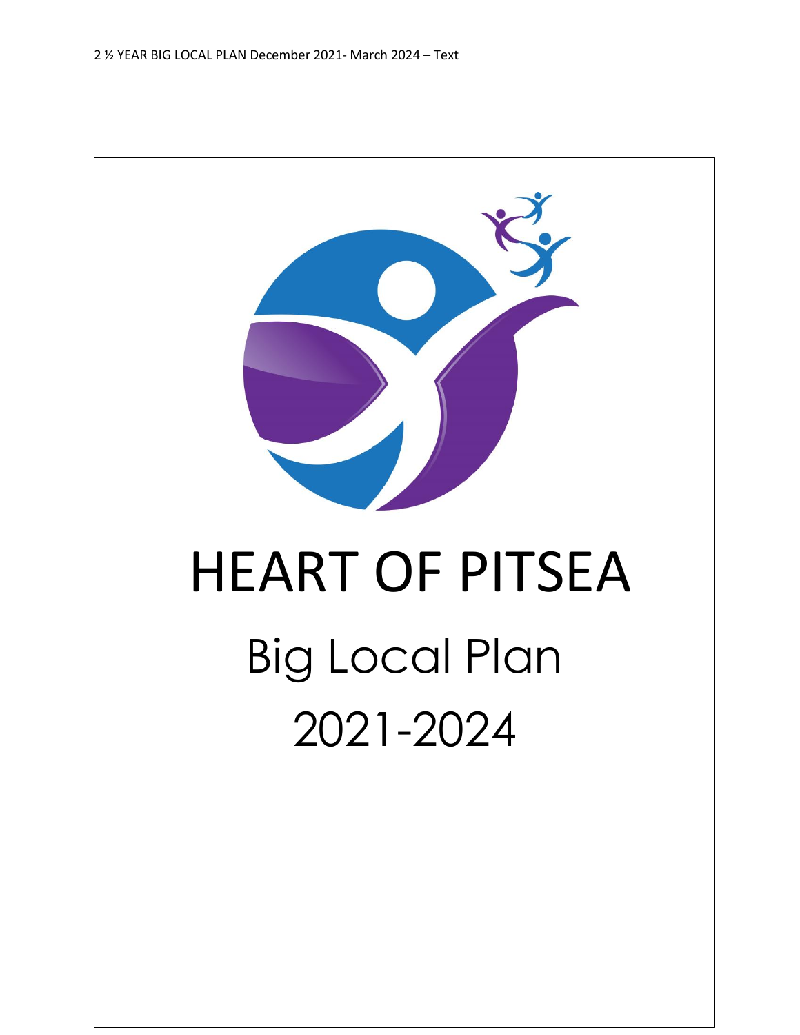2 ½ YEAR BIG LOCAL PLAN December 2021- March 2024 – Text

# HEART OF PITSEA

## Big Local Plan

## 2021-2024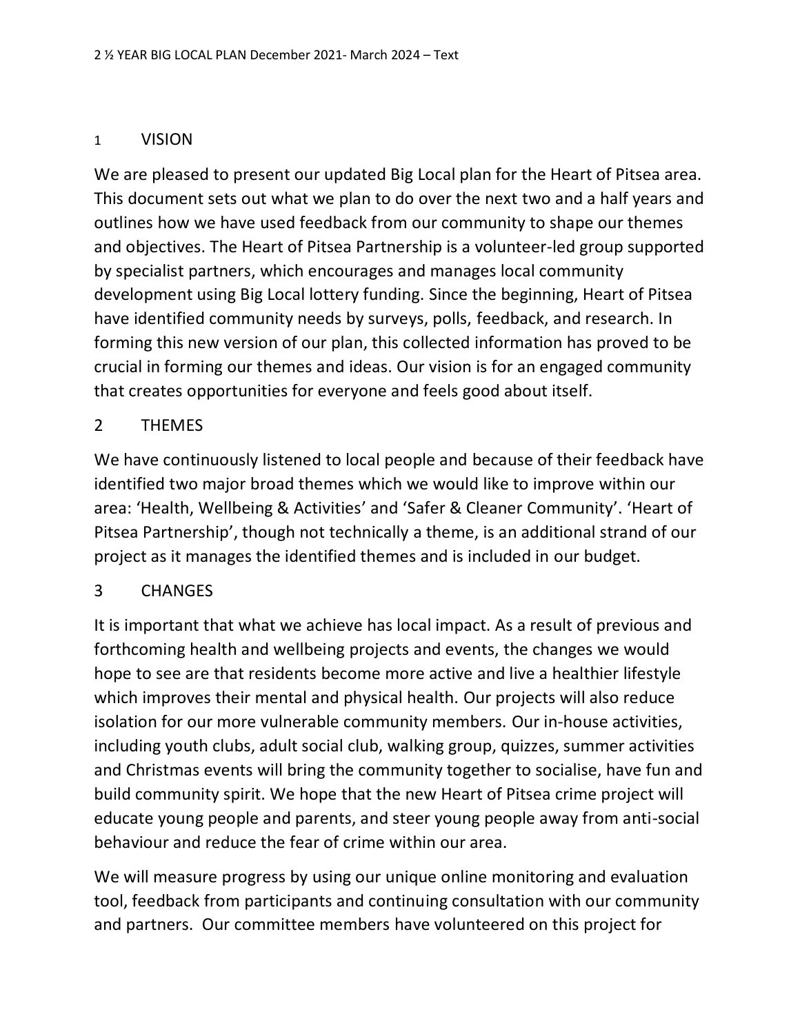2 ½ YEAR BIG LOCAL PLAN December 2021- March 2024 – Text

## 1 VISION

We are pleased to present our updated Big Local plan for the Heart of Pitsea area. This document sets out what we plan to do over the next two and a half years and outlines how we have used feedback from our community to shape our themes and objectives. The Heart of Pitsea Partnership is a volunteer-led group supported by specialist partners, which encourages and manages local community development using Big Local lottery funding. Since the beginning, Heart of Pitsea have identified community needs by surveys, polls, feedback, and research. In forming this new version of our plan, this collected information has proved to be crucial in forming our themes and ideas. Our vision is for an engaged community that creates opportunities for everyone and feels good about itself.

## 2 THEMES

We have continuously listened to local people and because of their feedback have identified two major broad themes which we would like to improve within our area: 'Health, Wellbeing & Activities' and 'Safer & Cleaner Community'. 'Heart of Pitsea Partnership', though not technically a theme, is an additional strand of our project as it manages the identified themes and is included in our budget.

## 3 CHANGES

It is important that what we achieve has local impact. As a result of previous and forthcoming health and wellbeing projects and events, the changes we would hope to see are that residents become more active and live a healthier lifestyle which improves their mental and physical health. Our projects will also reduce isolation for our more vulnerable community members. Our in-house activities, including youth clubs, adult social club, walking group, quizzes, summer activities and Christmas events will bring the community together to socialise, have fun and build community spirit. We hope that the new Heart of Pitsea crime project will educate young people and parents, and steer young people away from anti-social behaviour and reduce the fear of crime within our area.

We will measure progress by using our unique online monitoring and evaluation tool, feedback from participants and continuing consultation with our community and partners. Our committee members have volunteered on this project for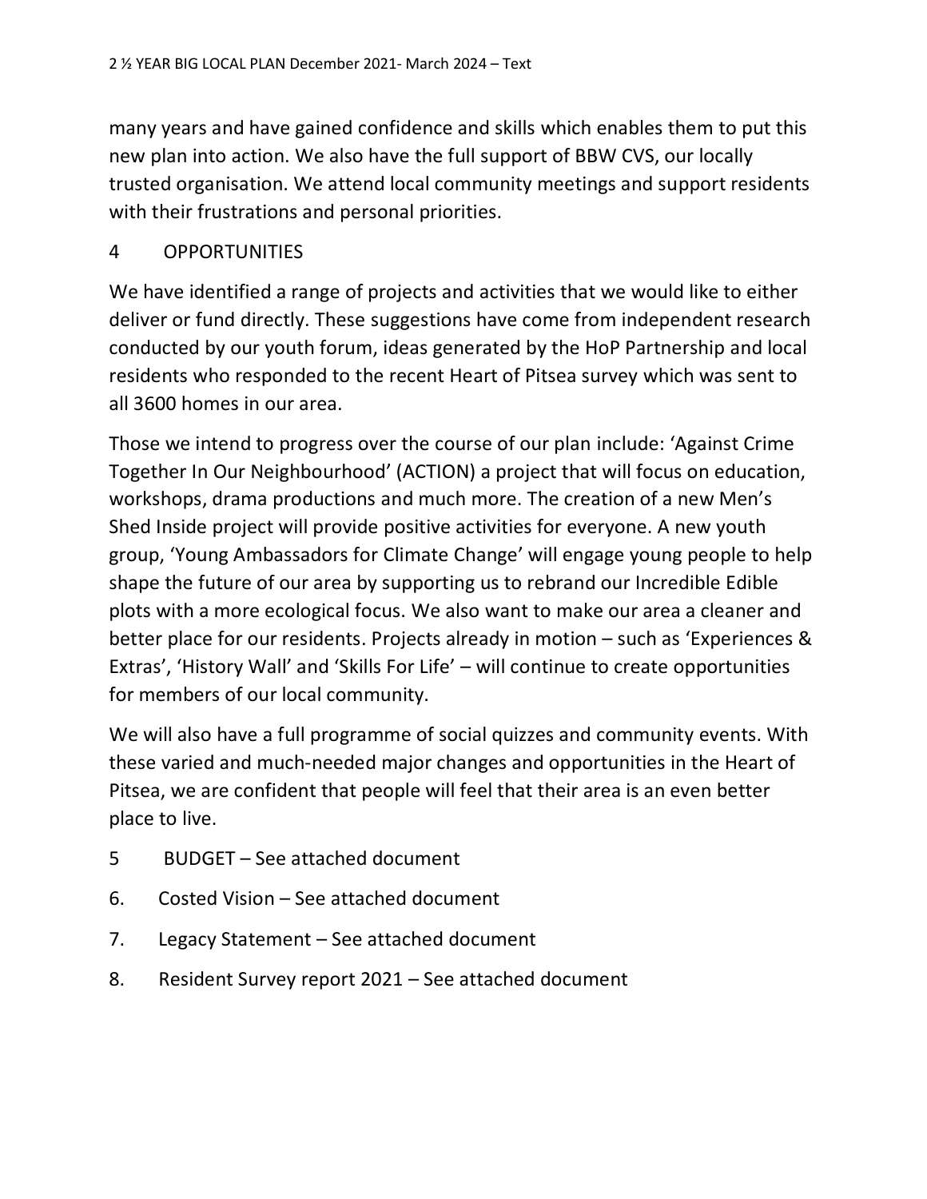many years and have gained confidence and skills which enables them to put this new plan into action. We also have the full support of BBW CVS, our locally trusted organisation. We attend local community meetings and support residents with their frustrations and personal priorities.

## 4 OPPORTUNITIES

We have identified a range of projects and activities that we would like to either deliver or fund directly. These suggestions have come from independent research conducted by our youth forum, ideas generated by the HoP Partnership and local residents who responded to the recent Heart of Pitsea survey which was sent to all 3600 homes in our area.

Those we intend to progress over the course of our plan include: 'Against Crime Together In Our Neighbourhood' (ACTION) a project that will focus on education, workshops, drama productions and much more. The creation of a new Men's Shed Inside project will provide positive activities for everyone. A new youth group, 'Young Ambassadors for Climate Change' will engage young people to help shape the future of our area by supporting us to rebrand our Incredible Edible plots with a more ecological focus. We also want to make our area a cleaner and better place for our residents. Projects already in motion – such as 'Experiences & Extras', 'History Wall' and 'Skills For Life' – will continue to create opportunities for members of our local community.

We will also have a full programme of social quizzes and community events. With these varied and much-needed major changes and opportunities in the Heart of Pitsea, we are confident that people will feel that their area is an even better place to live.

## 5 BUDGET – See attached document

## 6. Costed Vision – See attached document

## 7. Legacy Statement – See attached document

## 8. Resident Survey report 2021 – See attached document